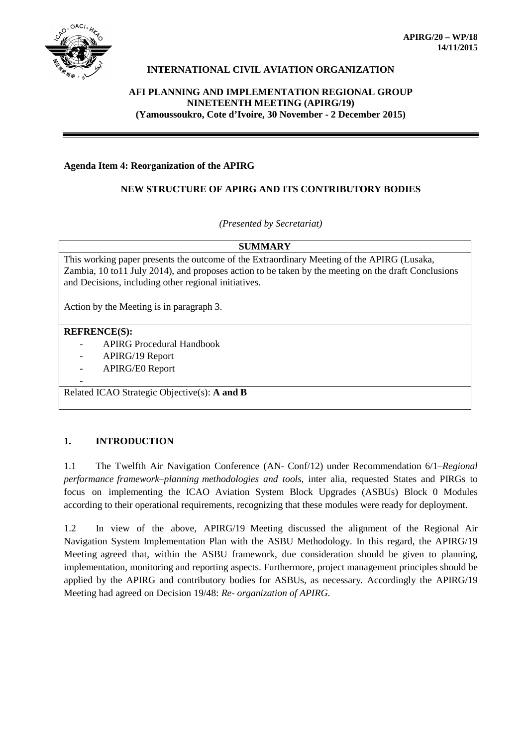**APIRG/20 – WP/18**
**14/11/2015**

**INTERNATIONAL CIVIL AVIATION ORGANIZATION**

**AFI PLANNING AND IMPLEMENTATION REGIONAL GROUP**
**NINETEENTH MEETING (APIRG/19)**
**(Yamoussoukro, Cote d'Ivoire, 30 November - 2 December 2015)**

---

**Agenda Item 4: Reorganization of the APIRG**

**NEW STRUCTURE OF APIRG AND ITS CONTRIBUTORY BODIES**

*(Presented by Secretariat)*

| **SUMMARY** |
|---|
| This working paper presents the outcome of the Extraordinary Meeting of the APIRG (Lusaka, Zambia, 10 to11 July 2014), and proposes action to be taken by the meeting on the draft Conclusions and Decisions, including other regional initiatives.<br><br>Action by the Meeting is in paragraph 3. |
| **REFRENCE(S):**<br>- APIRG Procedural Handbook<br>- APIRG/19 Report<br>- APIRG/E0 Report<br>- |
| Related ICAO Strategic Objective(s): **A and B** |

## 1. INTRODUCTION

1.1 The Twelfth Air Navigation Conference (AN- Conf/12) under Recommendation 6/1–*Regional performance framework–planning methodologies and tools*, inter alia, requested States and PIRGs to focus on implementing the ICAO Aviation System Block Upgrades (ASBUs) Block 0 Modules according to their operational requirements, recognizing that these modules were ready for deployment.

1.2 In view of the above, APIRG/19 Meeting discussed the alignment of the Regional Air Navigation System Implementation Plan with the ASBU Methodology. In this regard, the APIRG/19 Meeting agreed that, within the ASBU framework, due consideration should be given to planning, implementation, monitoring and reporting aspects. Furthermore, project management principles should be applied by the APIRG and contributory bodies for ASBUs, as necessary. Accordingly the APIRG/19 Meeting had agreed on Decision 19/48: *Re- organization of APIRG*.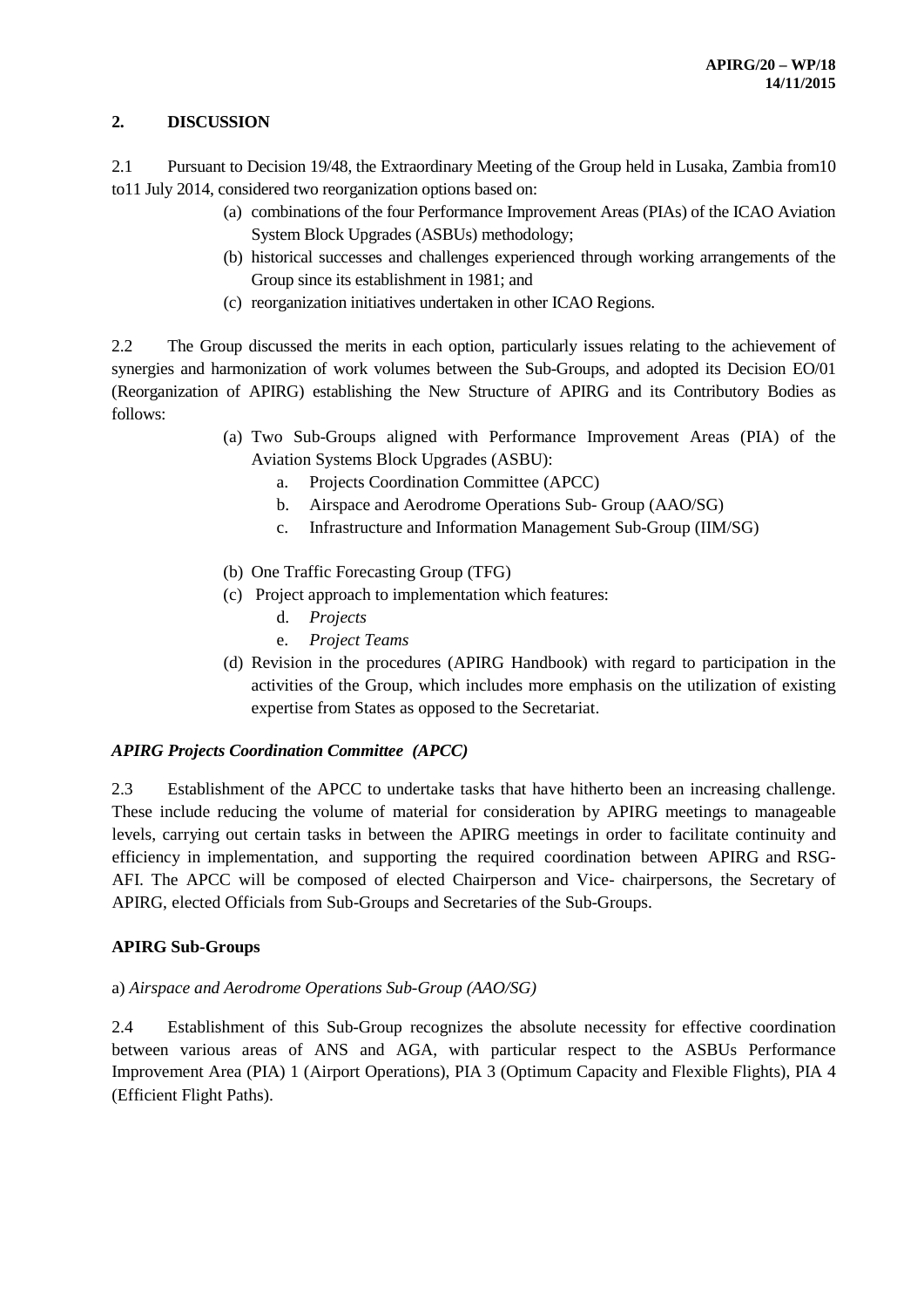## 2. DISCUSSION

2.1 Pursuant to Decision 19/48, the Extraordinary Meeting of the Group held in Lusaka, Zambia from10 to11 July 2014, considered two reorganization options based on:

(a) combinations of the four Performance Improvement Areas (PIAs) of the ICAO Aviation System Block Upgrades (ASBUs) methodology;
(b) historical successes and challenges experienced through working arrangements of the Group since its establishment in 1981; and
(c) reorganization initiatives undertaken in other ICAO Regions.

2.2 The Group discussed the merits in each option, particularly issues relating to the achievement of synergies and harmonization of work volumes between the Sub-Groups, and adopted its Decision EO/01 (Reorganization of APIRG) establishing the New Structure of APIRG and its Contributory Bodies as follows:

(a) Two Sub-Groups aligned with Performance Improvement Areas (PIA) of the Aviation Systems Block Upgrades (ASBU):
   a. Projects Coordination Committee (APCC)
   b. Airspace and Aerodrome Operations Sub- Group (AAO/SG)
   c. Infrastructure and Information Management Sub-Group (IIM/SG)

(b) One Traffic Forecasting Group (TFG)
(c) Project approach to implementation which features:
   d. *Projects*
   e. *Project Teams*
(d) Revision in the procedures (APIRG Handbook) with regard to participation in the activities of the Group, which includes more emphasis on the utilization of existing expertise from States as opposed to the Secretariat.

### *APIRG Projects Coordination Committee (APCC)*

2.3 Establishment of the APCC to undertake tasks that have hitherto been an increasing challenge. These include reducing the volume of material for consideration by APIRG meetings to manageable levels, carrying out certain tasks in between the APIRG meetings in order to facilitate continuity and efficiency in implementation, and supporting the required coordination between APIRG and RSG-AFI. The APCC will be composed of elected Chairperson and Vice- chairpersons, the Secretary of APIRG, elected Officials from Sub-Groups and Secretaries of the Sub-Groups.

### APIRG Sub-Groups

a) *Airspace and Aerodrome Operations Sub-Group (AAO/SG)*

2.4 Establishment of this Sub-Group recognizes the absolute necessity for effective coordination between various areas of ANS and AGA, with particular respect to the ASBUs Performance Improvement Area (PIA) 1 (Airport Operations), PIA 3 (Optimum Capacity and Flexible Flights), PIA 4 (Efficient Flight Paths).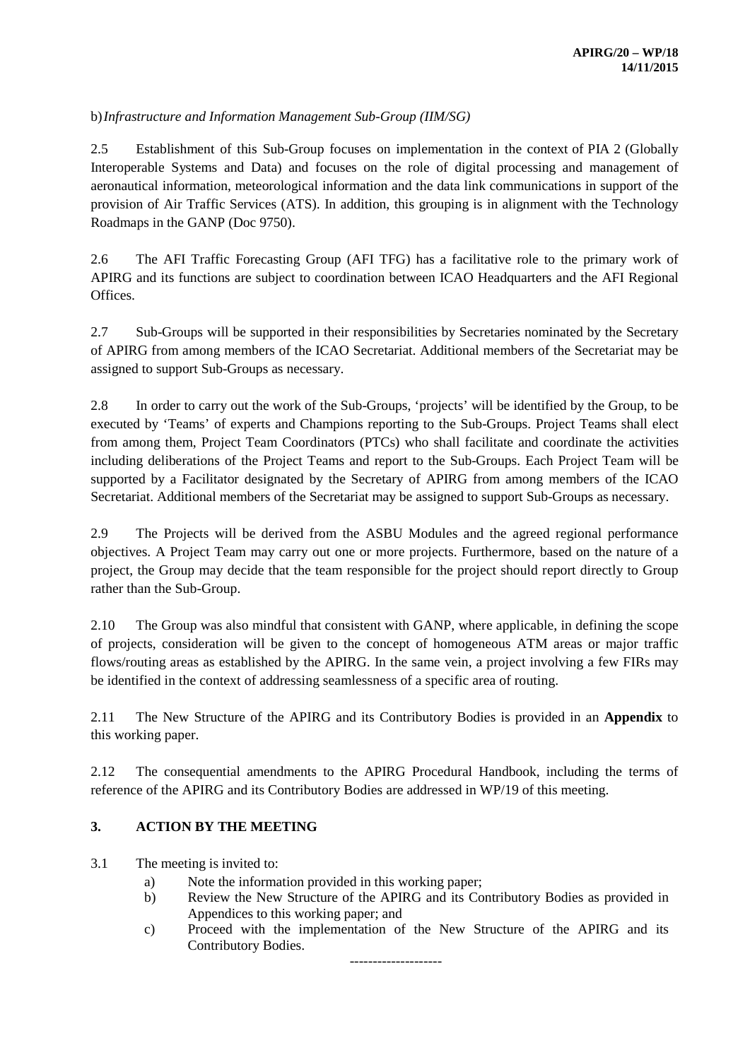b) *Infrastructure and Information Management Sub-Group (IIM/SG)*

2.5 Establishment of this Sub-Group focuses on implementation in the context of PIA 2 (Globally Interoperable Systems and Data) and focuses on the role of digital processing and management of aeronautical information, meteorological information and the data link communications in support of the provision of Air Traffic Services (ATS). In addition, this grouping is in alignment with the Technology Roadmaps in the GANP (Doc 9750).

2.6 The AFI Traffic Forecasting Group (AFI TFG) has a facilitative role to the primary work of APIRG and its functions are subject to coordination between ICAO Headquarters and the AFI Regional Offices.

2.7 Sub-Groups will be supported in their responsibilities by Secretaries nominated by the Secretary of APIRG from among members of the ICAO Secretariat. Additional members of the Secretariat may be assigned to support Sub-Groups as necessary.

2.8 In order to carry out the work of the Sub-Groups, 'projects' will be identified by the Group, to be executed by 'Teams' of experts and Champions reporting to the Sub-Groups. Project Teams shall elect from among them, Project Team Coordinators (PTCs) who shall facilitate and coordinate the activities including deliberations of the Project Teams and report to the Sub-Groups. Each Project Team will be supported by a Facilitator designated by the Secretary of APIRG from among members of the ICAO Secretariat. Additional members of the Secretariat may be assigned to support Sub-Groups as necessary.

2.9 The Projects will be derived from the ASBU Modules and the agreed regional performance objectives. A Project Team may carry out one or more projects. Furthermore, based on the nature of a project, the Group may decide that the team responsible for the project should report directly to Group rather than the Sub-Group.

2.10 The Group was also mindful that consistent with GANP, where applicable, in defining the scope of projects, consideration will be given to the concept of homogeneous ATM areas or major traffic flows/routing areas as established by the APIRG. In the same vein, a project involving a few FIRs may be identified in the context of addressing seamlessness of a specific area of routing.

2.11 The New Structure of the APIRG and its Contributory Bodies is provided in an **Appendix** to this working paper.

2.12 The consequential amendments to the APIRG Procedural Handbook, including the terms of reference of the APIRG and its Contributory Bodies are addressed in WP/19 of this meeting.

## 3. ACTION BY THE MEETING

3.1 The meeting is invited to:

a) Note the information provided in this working paper;
b) Review the New Structure of the APIRG and its Contributory Bodies as provided in Appendices to this working paper; and
c) Proceed with the implementation of the New Structure of the APIRG and its Contributory Bodies.

--------------------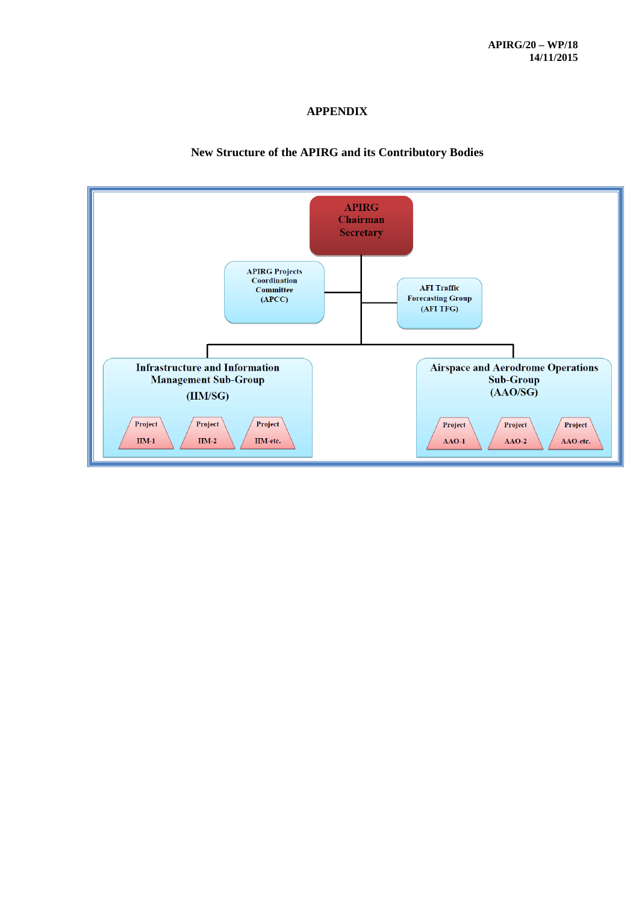# APPENDIX

## New Structure of the APIRG and its Contributory Bodies

APIRG
Chairman
Secretary

APIRG Projects Coordination Committee (APCC)

AFI Traffic Forecasting Group (AFI TFG)

Infrastructure and Information Management Sub-Group (IIM/SG)

Project IIM-1

Project IIM-2

Project IIM-etc.

Airspace and Aerodrome Operations Sub-Group (AAO/SG)

Project AAO-1

Project AAO-2

Project AAO-etc.